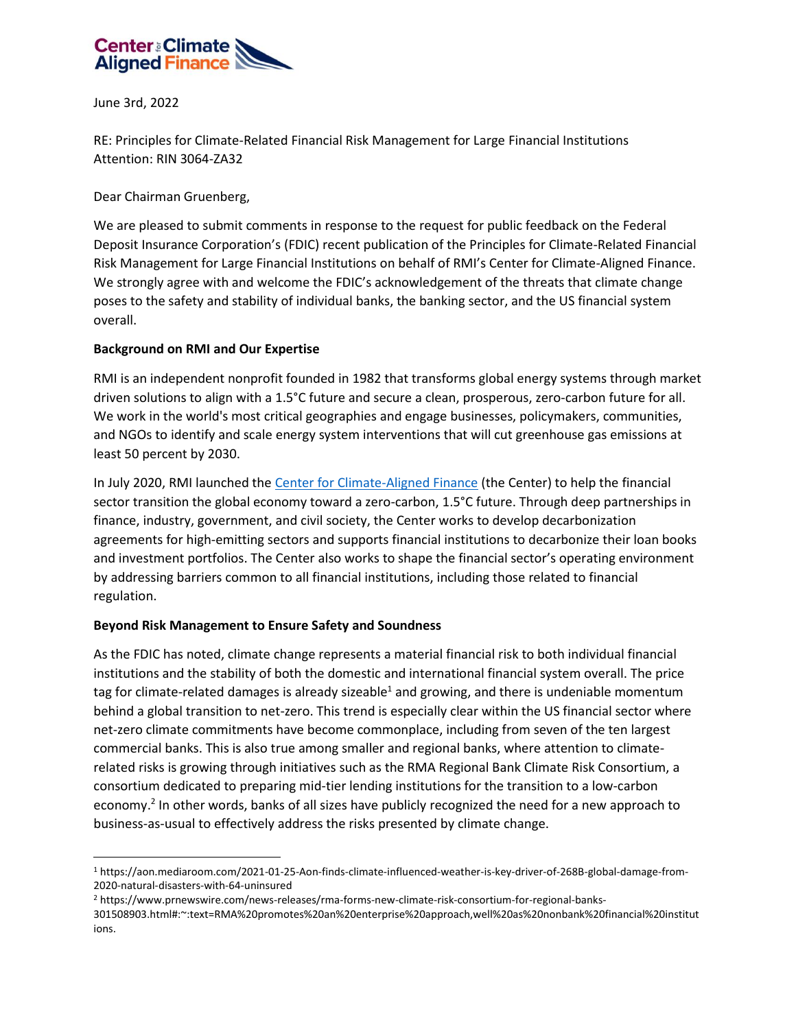Center for Climate Aligned Finance

June 3rd, 2022

RE: Principles for Climate-Related Financial Risk Management for Large Financial Institutions
Attention: RIN 3064-ZA32

Dear Chairman Gruenberg,

We are pleased to submit comments in response to the request for public feedback on the Federal Deposit Insurance Corporation's (FDIC) recent publication of the Principles for Climate-Related Financial Risk Management for Large Financial Institutions on behalf of RMI's Center for Climate-Aligned Finance. We strongly agree with and welcome the FDIC's acknowledgement of the threats that climate change poses to the safety and stability of individual banks, the banking sector, and the US financial system overall.

**Background on RMI and Our Expertise**

RMI is an independent nonprofit founded in 1982 that transforms global energy systems through market driven solutions to align with a 1.5°C future and secure a clean, prosperous, zero-carbon future for all. We work in the world's most critical geographies and engage businesses, policymakers, communities, and NGOs to identify and scale energy system interventions that will cut greenhouse gas emissions at least 50 percent by 2030.

In July 2020, RMI launched the [Center for Climate-Aligned Finance](#) (the Center) to help the financial sector transition the global economy toward a zero-carbon, 1.5°C future. Through deep partnerships in finance, industry, government, and civil society, the Center works to develop decarbonization agreements for high-emitting sectors and supports financial institutions to decarbonize their loan books and investment portfolios. The Center also works to shape the financial sector's operating environment by addressing barriers common to all financial institutions, including those related to financial regulation.

**Beyond Risk Management to Ensure Safety and Soundness**

As the FDIC has noted, climate change represents a material financial risk to both individual financial institutions and the stability of both the domestic and international financial system overall. The price tag for climate-related damages is already sizeable[1] and growing, and there is undeniable momentum behind a global transition to net-zero. This trend is especially clear within the US financial sector where net-zero climate commitments have become commonplace, including from seven of the ten largest commercial banks. This is also true among smaller and regional banks, where attention to climate-related risks is growing through initiatives such as the RMA Regional Bank Climate Risk Consortium, a consortium dedicated to preparing mid-tier lending institutions for the transition to a low-carbon economy.[2] In other words, banks of all sizes have publicly recognized the need for a new approach to business-as-usual to effectively address the risks presented by climate change.

---

[1] https://aon.mediaroom.com/2021-01-25-Aon-finds-climate-influenced-weather-is-key-driver-of-268B-global-damage-from-2020-natural-disasters-with-64-uninsured

[2] https://www.prnewswire.com/news-releases/rma-forms-new-climate-risk-consortium-for-regional-banks-301508903.html#:~:text=RMA%20promotes%20an%20enterprise%20approach,well%20as%20nonbank%20financial%20institutions.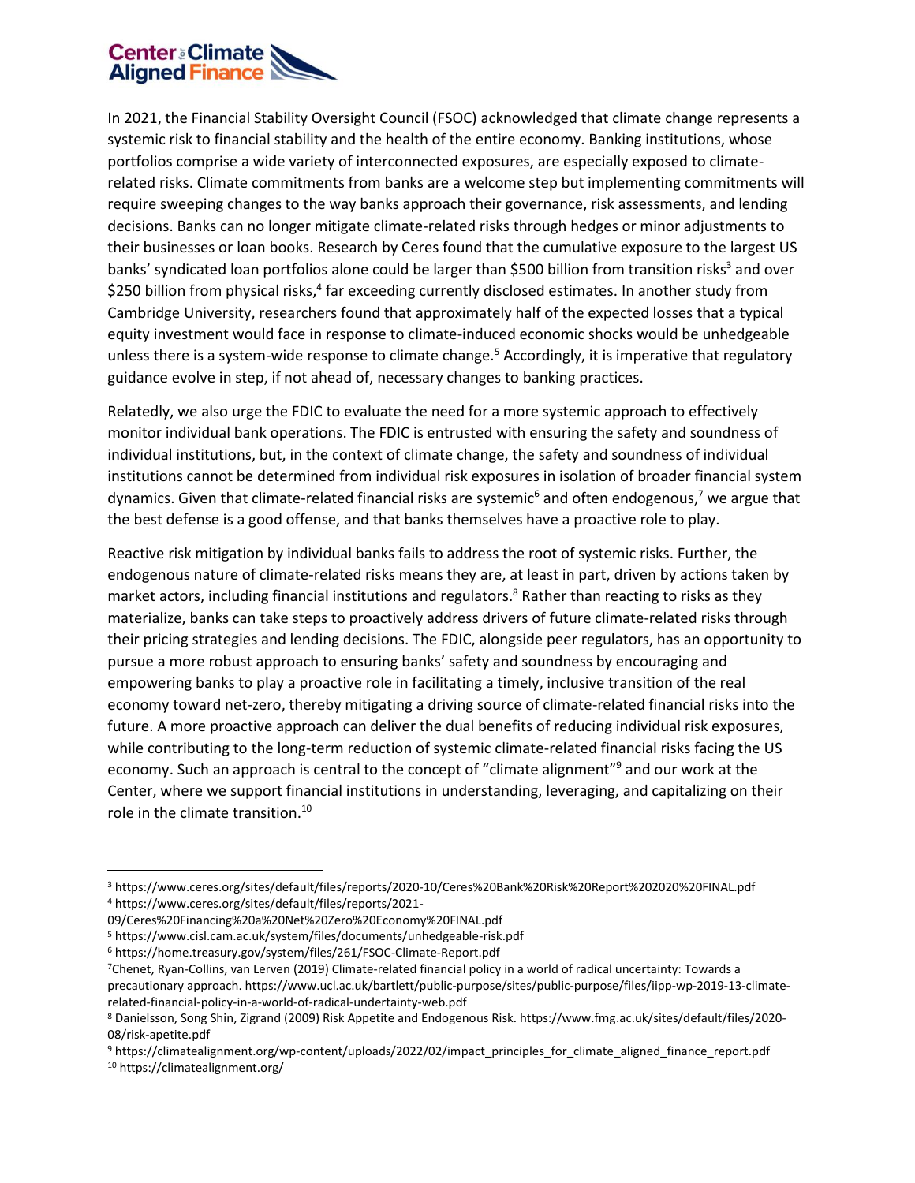In 2021, the Financial Stability Oversight Council (FSOC) acknowledged that climate change represents a systemic risk to financial stability and the health of the entire economy. Banking institutions, whose portfolios comprise a wide variety of interconnected exposures, are especially exposed to climate-related risks. Climate commitments from banks are a welcome step but implementing commitments will require sweeping changes to the way banks approach their governance, risk assessments, and lending decisions. Banks can no longer mitigate climate-related risks through hedges or minor adjustments to their businesses or loan books. Research by Ceres found that the cumulative exposure to the largest US banks' syndicated loan portfolios alone could be larger than $500 billion from transition risks[3] and over $250 billion from physical risks,[4] far exceeding currently disclosed estimates. In another study from Cambridge University, researchers found that approximately half of the expected losses that a typical equity investment would face in response to climate-induced economic shocks would be unhedgeable unless there is a system-wide response to climate change.[5] Accordingly, it is imperative that regulatory guidance evolve in step, if not ahead of, necessary changes to banking practices.

Relatedly, we also urge the FDIC to evaluate the need for a more systemic approach to effectively monitor individual bank operations. The FDIC is entrusted with ensuring the safety and soundness of individual institutions, but, in the context of climate change, the safety and soundness of individual institutions cannot be determined from individual risk exposures in isolation of broader financial system dynamics. Given that climate-related financial risks are systemic[6] and often endogenous,[7] we argue that the best defense is a good offense, and that banks themselves have a proactive role to play.

Reactive risk mitigation by individual banks fails to address the root of systemic risks. Further, the endogenous nature of climate-related risks means they are, at least in part, driven by actions taken by market actors, including financial institutions and regulators.[8] Rather than reacting to risks as they materialize, banks can take steps to proactively address drivers of future climate-related risks through their pricing strategies and lending decisions. The FDIC, alongside peer regulators, has an opportunity to pursue a more robust approach to ensuring banks' safety and soundness by encouraging and empowering banks to play a proactive role in facilitating a timely, inclusive transition of the real economy toward net-zero, thereby mitigating a driving source of climate-related financial risks into the future. A more proactive approach can deliver the dual benefits of reducing individual risk exposures, while contributing to the long-term reduction of systemic climate-related financial risks facing the US economy. Such an approach is central to the concept of "climate alignment"[9] and our work at the Center, where we support financial institutions in understanding, leveraging, and capitalizing on their role in the climate transition.[10]

---

[3] https://www.ceres.org/sites/default/files/reports/2020-10/Ceres%20Bank%20Risk%20Report%202020%20FINAL.pdf

[4] https://www.ceres.org/sites/default/files/reports/2021-09/Ceres%20Financing%20a%20Net%20Zero%20Economy%20FINAL.pdf

[5] https://www.cisl.cam.ac.uk/system/files/documents/unhedgeable-risk.pdf

[6] https://home.treasury.gov/system/files/261/FSOC-Climate-Report.pdf

[7] Chenet, Ryan-Collins, van Lerven (2019) Climate-related financial policy in a world of radical uncertainty: Towards a precautionary approach. https://www.ucl.ac.uk/bartlett/public-purpose/sites/public-purpose/files/iipp-wp-2019-13-climate-related-financial-policy-in-a-world-of-radical-undertainty-web.pdf

[8] Danielsson, Song Shin, Zigrand (2009) Risk Appetite and Endogenous Risk. https://www.fmg.ac.uk/sites/default/files/2020-08/risk-apetite.pdf

[9] https://climatealignment.org/wp-content/uploads/2022/02/impact_principles_for_climate_aligned_finance_report.pdf

[10] https://climatealignment.org/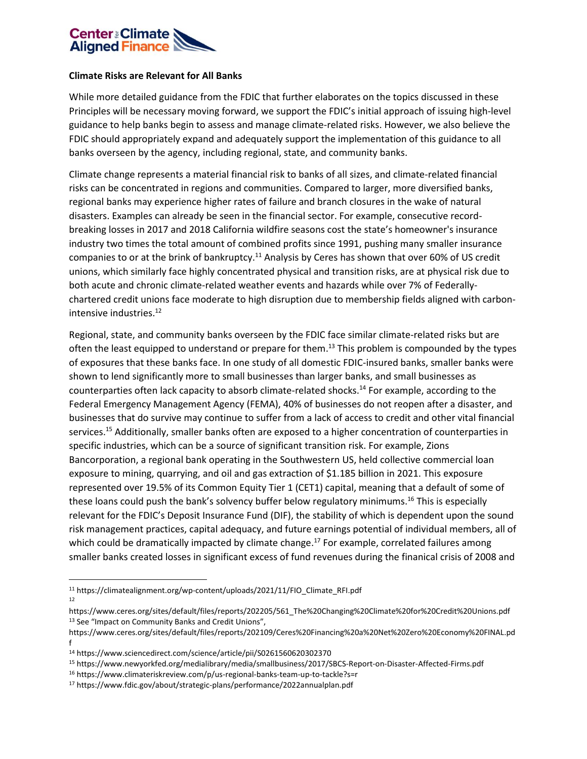**Climate Risks are Relevant for All Banks**

While more detailed guidance from the FDIC that further elaborates on the topics discussed in these Principles will be necessary moving forward, we support the FDIC's initial approach of issuing high-level guidance to help banks begin to assess and manage climate-related risks. However, we also believe the FDIC should appropriately expand and adequately support the implementation of this guidance to all banks overseen by the agency, including regional, state, and community banks.

Climate change represents a material financial risk to banks of all sizes, and climate-related financial risks can be concentrated in regions and communities. Compared to larger, more diversified banks, regional banks may experience higher rates of failure and branch closures in the wake of natural disasters. Examples can already be seen in the financial sector. For example, consecutive record-breaking losses in 2017 and 2018 California wildfire seasons cost the state's homeowner's insurance industry two times the total amount of combined profits since 1991, pushing many smaller insurance companies to or at the brink of bankruptcy.[11] Analysis by Ceres has shown that over 60% of US credit unions, which similarly face highly concentrated physical and transition risks, are at physical risk due to both acute and chronic climate-related weather events and hazards while over 7% of Federally-chartered credit unions face moderate to high disruption due to membership fields aligned with carbon-intensive industries.[12]

Regional, state, and community banks overseen by the FDIC face similar climate-related risks but are often the least equipped to understand or prepare for them.[13] This problem is compounded by the types of exposures that these banks face. In one study of all domestic FDIC-insured banks, smaller banks were shown to lend significantly more to small businesses than larger banks, and small businesses as counterparties often lack capacity to absorb climate-related shocks.[14] For example, according to the Federal Emergency Management Agency (FEMA), 40% of businesses do not reopen after a disaster, and businesses that do survive may continue to suffer from a lack of access to credit and other vital financial services.[15] Additionally, smaller banks often are exposed to a higher concentration of counterparties in specific industries, which can be a source of significant transition risk. For example, Zions Bancorporation, a regional bank operating in the Southwestern US, held collective commercial loan exposure to mining, quarrying, and oil and gas extraction of $1.185 billion in 2021. This exposure represented over 19.5% of its Common Equity Tier 1 (CET1) capital, meaning that a default of some of these loans could push the bank's solvency buffer below regulatory minimums.[16] This is especially relevant for the FDIC's Deposit Insurance Fund (DIF), the stability of which is dependent upon the sound risk management practices, capital adequacy, and future earnings potential of individual members, all of which could be dramatically impacted by climate change.[17] For example, correlated failures among smaller banks created losses in significant excess of fund revenues during the finanical crisis of 2008 and

---

[11] https://climatealignment.org/wp-content/uploads/2021/11/FIO_Climate_RFI.pdf

[12] https://www.ceres.org/sites/default/files/reports/202205/561_The%20Changing%20Climate%20for%20Credit%20Unions.pdf

[13] See "Impact on Community Banks and Credit Unions", https://www.ceres.org/sites/default/files/reports/202109/Ceres%20Financing%20a%20Net%20Zero%20Economy%20FINAL.pdf

[14] https://www.sciencedirect.com/science/article/pii/S0261560620302370

[15] https://www.newyorkfed.org/medialibrary/media/smallbusiness/2017/SBCS-Report-on-Disaster-Affected-Firms.pdf

[16] https://www.climateriskreview.com/p/us-regional-banks-team-up-to-tackle?s=r

[17] https://www.fdic.gov/about/strategic-plans/performance/2022annualplan.pdf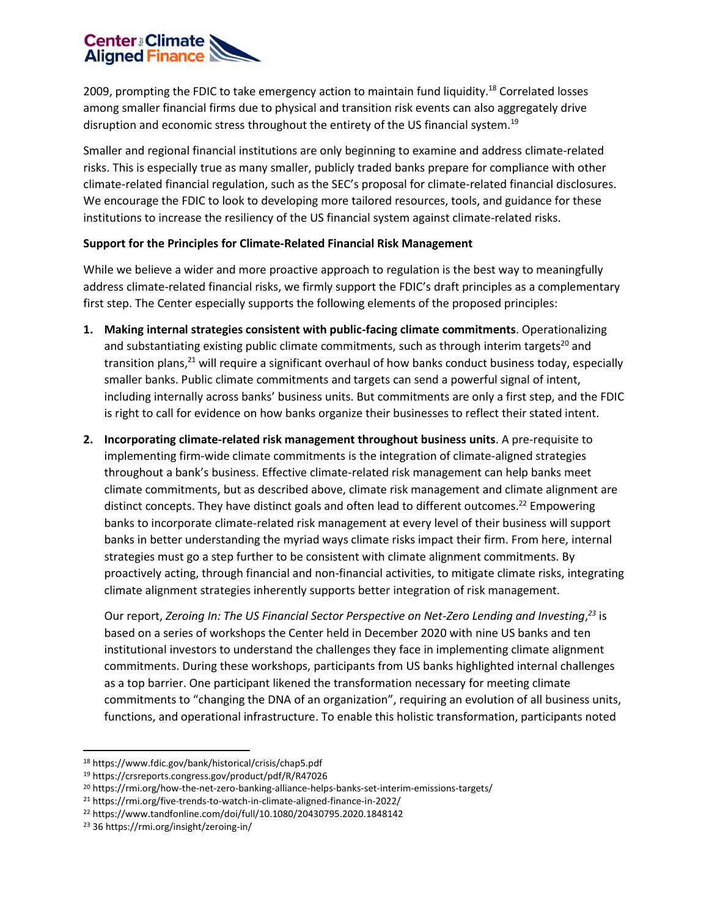2009, prompting the FDIC to take emergency action to maintain fund liquidity.[18] Correlated losses among smaller financial firms due to physical and transition risk events can also aggregately drive disruption and economic stress throughout the entirety of the US financial system.[19]

Smaller and regional financial institutions are only beginning to examine and address climate-related risks. This is especially true as many smaller, publicly traded banks prepare for compliance with other climate-related financial regulation, such as the SEC's proposal for climate-related financial disclosures. We encourage the FDIC to look to developing more tailored resources, tools, and guidance for these institutions to increase the resiliency of the US financial system against climate-related risks.

**Support for the Principles for Climate-Related Financial Risk Management**

While we believe a wider and more proactive approach to regulation is the best way to meaningfully address climate-related financial risks, we firmly support the FDIC's draft principles as a complementary first step. The Center especially supports the following elements of the proposed principles:

1. **Making internal strategies consistent with public-facing climate commitments**. Operationalizing and substantiating existing public climate commitments, such as through interim targets[20] and transition plans,[21] will require a significant overhaul of how banks conduct business today, especially smaller banks. Public climate commitments and targets can send a powerful signal of intent, including internally across banks' business units. But commitments are only a first step, and the FDIC is right to call for evidence on how banks organize their businesses to reflect their stated intent.

2. **Incorporating climate-related risk management throughout business units**. A pre-requisite to implementing firm-wide climate commitments is the integration of climate-aligned strategies throughout a bank's business. Effective climate-related risk management can help banks meet climate commitments, but as described above, climate risk management and climate alignment are distinct concepts. They have distinct goals and often lead to different outcomes.[22] Empowering banks to incorporate climate-related risk management at every level of their business will support banks in better understanding the myriad ways climate risks impact their firm. From here, internal strategies must go a step further to be consistent with climate alignment commitments. By proactively acting, through financial and non-financial activities, to mitigate climate risks, integrating climate alignment strategies inherently supports better integration of risk management.

   Our report, *Zeroing In: The US Financial Sector Perspective on Net-Zero Lending and Investing*,[23] is based on a series of workshops the Center held in December 2020 with nine US banks and ten institutional investors to understand the challenges they face in implementing climate alignment commitments. During these workshops, participants from US banks highlighted internal challenges as a top barrier. One participant likened the transformation necessary for meeting climate commitments to "changing the DNA of an organization", requiring an evolution of all business units, functions, and operational infrastructure. To enable this holistic transformation, participants noted

---

[18] https://www.fdic.gov/bank/historical/crisis/chap5.pdf

[19] https://crsreports.congress.gov/product/pdf/R/R47026

[20] https://rmi.org/how-the-net-zero-banking-alliance-helps-banks-set-interim-emissions-targets/

[21] https://rmi.org/five-trends-to-watch-in-climate-aligned-finance-in-2022/

[22] https://www.tandfonline.com/doi/full/10.1080/20430795.2020.1848142

[23] 36 https://rmi.org/insight/zeroing-in/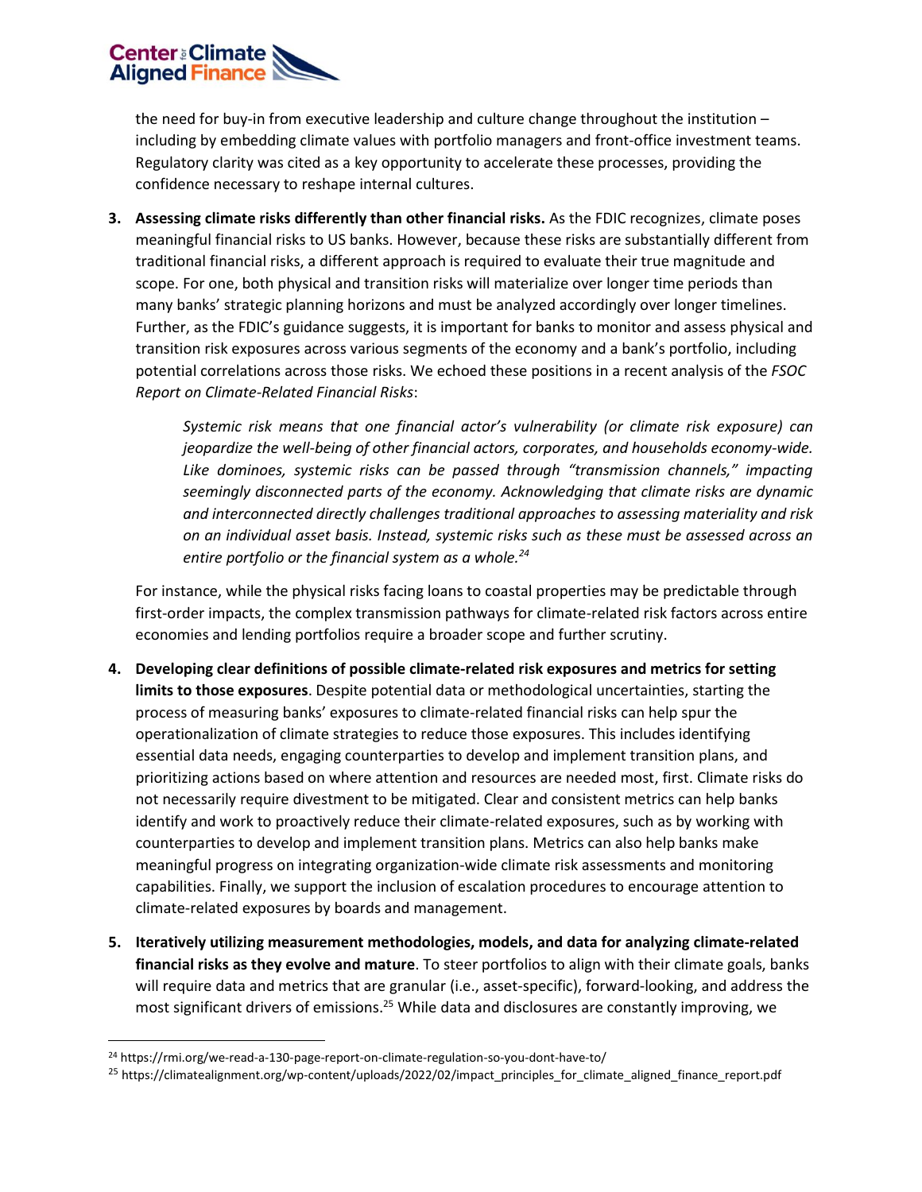the need for buy-in from executive leadership and culture change throughout the institution – including by embedding climate values with portfolio managers and front-office investment teams. Regulatory clarity was cited as a key opportunity to accelerate these processes, providing the confidence necessary to reshape internal cultures.

3. **Assessing climate risks differently than other financial risks.** As the FDIC recognizes, climate poses meaningful financial risks to US banks. However, because these risks are substantially different from traditional financial risks, a different approach is required to evaluate their true magnitude and scope. For one, both physical and transition risks will materialize over longer time periods than many banks' strategic planning horizons and must be analyzed accordingly over longer timelines. Further, as the FDIC's guidance suggests, it is important for banks to monitor and assess physical and transition risk exposures across various segments of the economy and a bank's portfolio, including potential correlations across those risks. We echoed these positions in a recent analysis of the *FSOC Report on Climate-Related Financial Risks*:

   > *Systemic risk means that one financial actor's vulnerability (or climate risk exposure) can jeopardize the well-being of other financial actors, corporates, and households economy-wide. Like dominoes, systemic risks can be passed through "transmission channels," impacting seemingly disconnected parts of the economy. Acknowledging that climate risks are dynamic and interconnected directly challenges traditional approaches to assessing materiality and risk on an individual asset basis. Instead, systemic risks such as these must be assessed across an entire portfolio or the financial system as a whole.*[24]

   For instance, while the physical risks facing loans to coastal properties may be predictable through first-order impacts, the complex transmission pathways for climate-related risk factors across entire economies and lending portfolios require a broader scope and further scrutiny.

4. **Developing clear definitions of possible climate-related risk exposures and metrics for setting limits to those exposures**. Despite potential data or methodological uncertainties, starting the process of measuring banks' exposures to climate-related financial risks can help spur the operationalization of climate strategies to reduce those exposures. This includes identifying essential data needs, engaging counterparties to develop and implement transition plans, and prioritizing actions based on where attention and resources are needed most, first. Climate risks do not necessarily require divestment to be mitigated. Clear and consistent metrics can help banks identify and work to proactively reduce their climate-related exposures, such as by working with counterparties to develop and implement transition plans. Metrics can also help banks make meaningful progress on integrating organization-wide climate risk assessments and monitoring capabilities. Finally, we support the inclusion of escalation procedures to encourage attention to climate-related exposures by boards and management.

5. **Iteratively utilizing measurement methodologies, models, and data for analyzing climate-related financial risks as they evolve and mature**. To steer portfolios to align with their climate goals, banks will require data and metrics that are granular (i.e., asset-specific), forward-looking, and address the most significant drivers of emissions.[25] While data and disclosures are constantly improving, we

---

[24] https://rmi.org/we-read-a-130-page-report-on-climate-regulation-so-you-dont-have-to/

[25] https://climatealignment.org/wp-content/uploads/2022/02/impact_principles_for_climate_aligned_finance_report.pdf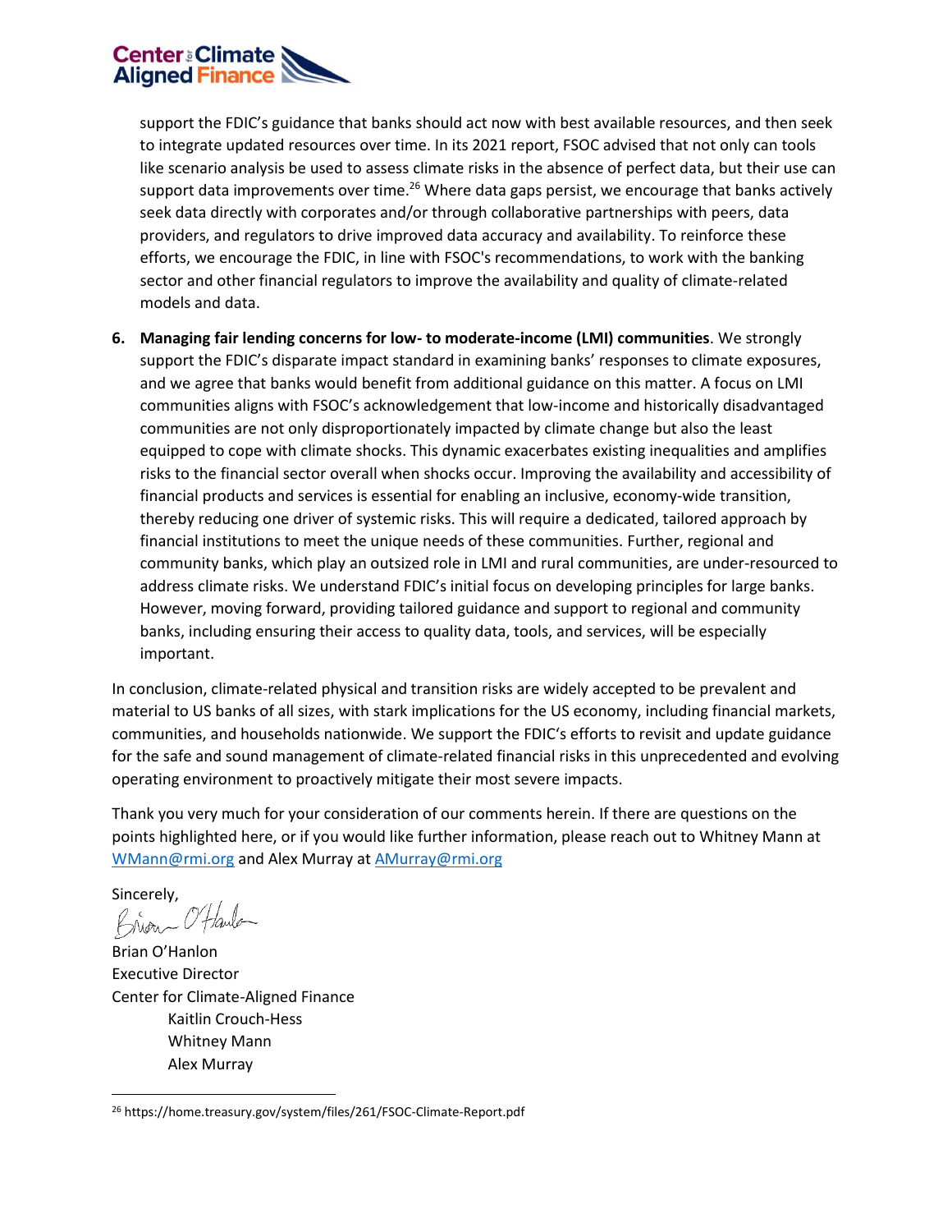support the FDIC's guidance that banks should act now with best available resources, and then seek to integrate updated resources over time. In its 2021 report, FSOC advised that not only can tools like scenario analysis be used to assess climate risks in the absence of perfect data, but their use can support data improvements over time.[26] Where data gaps persist, we encourage that banks actively seek data directly with corporates and/or through collaborative partnerships with peers, data providers, and regulators to drive improved data accuracy and availability. To reinforce these efforts, we encourage the FDIC, in line with FSOC's recommendations, to work with the banking sector and other financial regulators to improve the availability and quality of climate-related models and data.

6. **Managing fair lending concerns for low- to moderate-income (LMI) communities**. We strongly support the FDIC's disparate impact standard in examining banks' responses to climate exposures, and we agree that banks would benefit from additional guidance on this matter. A focus on LMI communities aligns with FSOC's acknowledgement that low-income and historically disadvantaged communities are not only disproportionately impacted by climate change but also the least equipped to cope with climate shocks. This dynamic exacerbates existing inequalities and amplifies risks to the financial sector overall when shocks occur. Improving the availability and accessibility of financial products and services is essential for enabling an inclusive, economy-wide transition, thereby reducing one driver of systemic risks. This will require a dedicated, tailored approach by financial institutions to meet the unique needs of these communities. Further, regional and community banks, which play an outsized role in LMI and rural communities, are under-resourced to address climate risks. We understand FDIC's initial focus on developing principles for large banks. However, moving forward, providing tailored guidance and support to regional and community banks, including ensuring their access to quality data, tools, and services, will be especially important.

In conclusion, climate-related physical and transition risks are widely accepted to be prevalent and material to US banks of all sizes, with stark implications for the US economy, including financial markets, communities, and households nationwide. We support the FDIC's efforts to revisit and update guidance for the safe and sound management of climate-related financial risks in this unprecedented and evolving operating environment to proactively mitigate their most severe impacts.

Thank you very much for your consideration of our comments herein. If there are questions on the points highlighted here, or if you would like further information, please reach out to Whitney Mann at WMann@rmi.org and Alex Murray at AMurray@rmi.org

Sincerely,

Brian O'Hanlon
Executive Director
Center for Climate-Aligned Finance
Kaitlin Crouch-Hess
Whitney Mann
Alex Murray

[26] https://home.treasury.gov/system/files/261/FSOC-Climate-Report.pdf